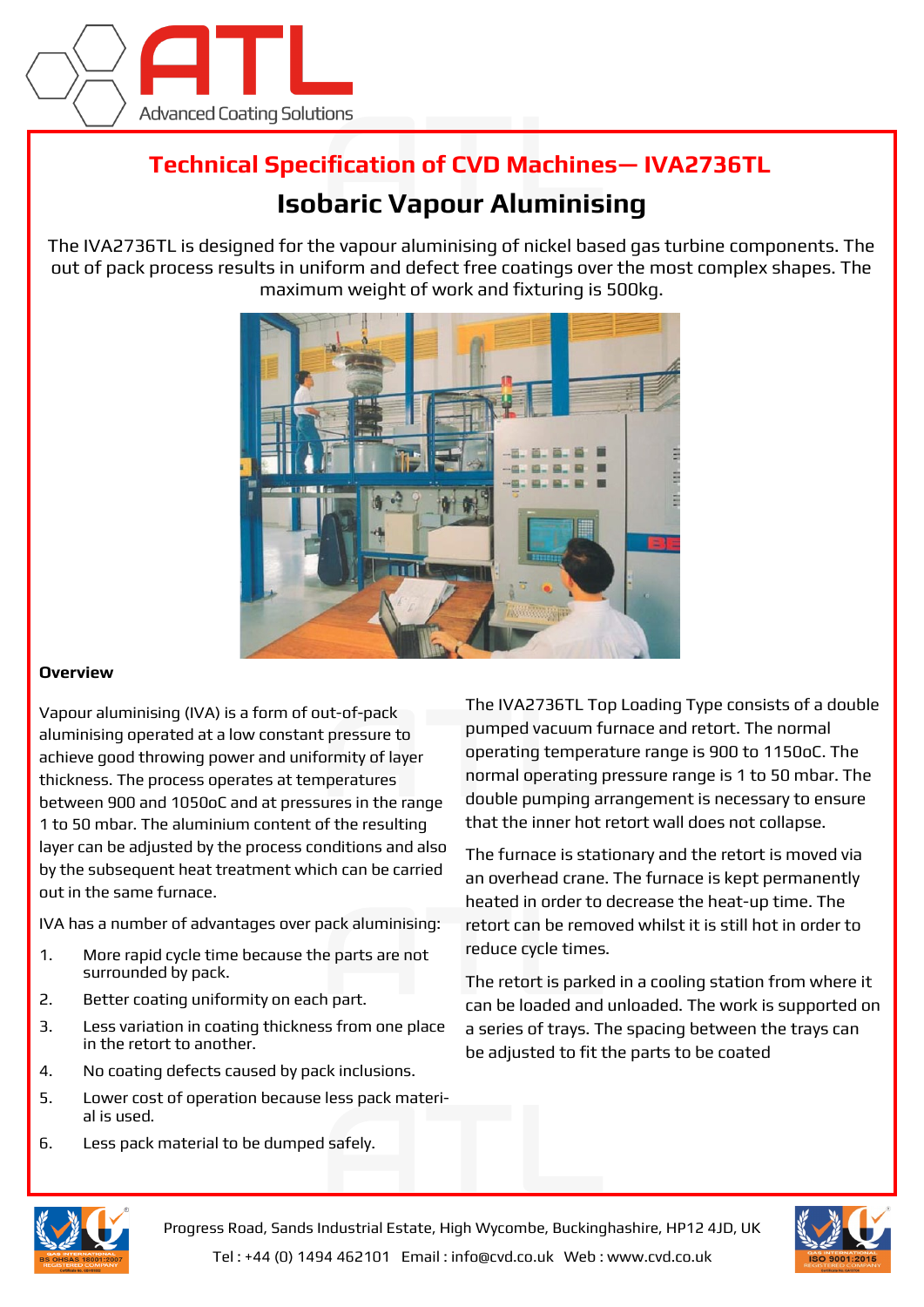# Technical Specification of CVD Machines— IVA2736TL

## Isobaric Vapour Aluminising

The IVA2736TL is designed for the vapour aluminising of nickel based gas turbine components. The out of pack process results in uniform and defect free coatings over the most complex shapes. The maximum weight of work and fixturing is 500kg.

**Overview**

Vapour aluminising (IVA) is a form of out-of-pack aluminising operated at a low constant pressure to achieve good throwing power and uniformity of layer thickness. The process operates at temperatures between 900 and 1050oC and at pressures in the range 1 to 50 mbar. The aluminium content of the resulting layer can be adjusted by the process conditions and also by the subsequent heat treatment which can be carried out in the same furnace.

IVA has a number of advantages over pack aluminising:

1. More rapid cycle time because the parts are not surrounded by pack.
2. Better coating uniformity on each part.
3. Less variation in coating thickness from one place in the retort to another.
4. No coating defects caused by pack inclusions.
5. Lower cost of operation because less pack material is used.
6. Less pack material to be dumped safely.

The IVA2736TL Top Loading Type consists of a double pumped vacuum furnace and retort. The normal operating temperature range is 900 to 1150oC. The normal operating pressure range is 1 to 50 mbar. The double pumping arrangement is necessary to ensure that the inner hot retort wall does not collapse.

The furnace is stationary and the retort is moved via an overhead crane. The furnace is kept permanently heated in order to decrease the heat-up time. The retort can be removed whilst it is still hot in order to reduce cycle times.

The retort is parked in a cooling station from where it can be loaded and unloaded. The work is supported on a series of trays. The spacing between the trays can be adjusted to fit the parts to be coated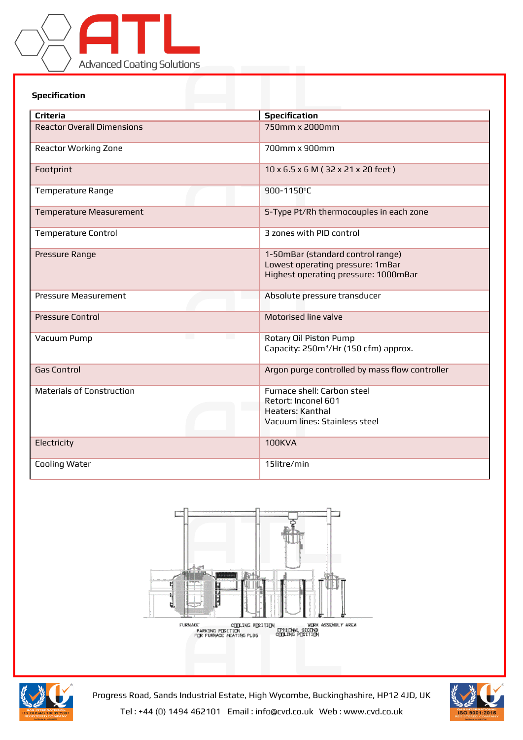**Specification**

| Criteria | Specification |
|---|---|
| Reactor Overall Dimensions | 750mm x 2000mm |
| Reactor Working Zone | 700mm x 900mm |
| Footprint | 10 x 6.5 x 6 M ( 32 x 21 x 20 feet ) |
| Temperature Range | 900-1150ºC |
| Temperature Measurement | S-Type Pt/Rh thermocouples in each zone |
| Temperature Control | 3 zones with PID control |
| Pressure Range | 1-50mBar (standard control range)<br>Lowest operating pressure: 1mBar<br>Highest operating pressure: 1000mBar |
| Pressure Measurement | Absolute pressure transducer |
| Pressure Control | Motorised line valve |
| Vacuum Pump | Rotary Oil Piston Pump<br>Capacity: 250m$^3$/Hr (150 cfm) approx. |
| Gas Control | Argon purge controlled by mass flow controller |
| Materials of Construction | Furnace shell: Carbon steel<br>Retort: Inconel 601<br>Heaters: Kanthal<br>Vacuum lines: Stainless steel |
| Electricity | 100KVA |
| Cooling Water | 15litre/min |

FURNACE
PARKING POSITION FOR FURNACE HEATING PLUG
COOLING POSITION
OPTIONAL SECOND COOLING POSITION
WORK ASSEMBLY AREA

Progress Road, Sands Industrial Estate, High Wycombe, Buckinghashire, HP12 4JD, UK

Tel : +44 (0) 1494 462101 Email : info@cvd.co.uk Web : www.cvd.co.uk